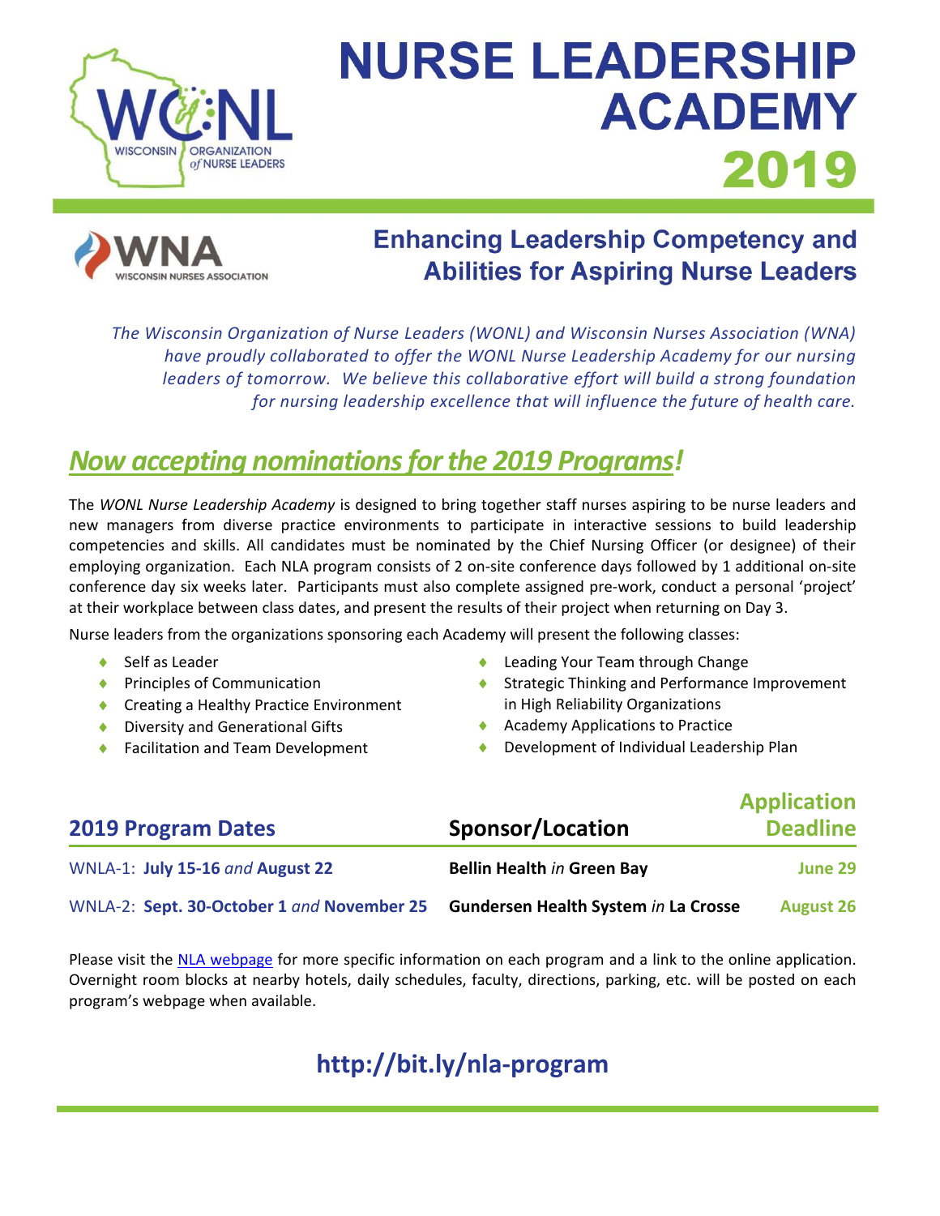# NURSE LEADERSHIP ACADEMY 2019

## Enhancing Leadership Competency and Abilities for Aspiring Nurse Leaders

*The Wisconsin Organization of Nurse Leaders (WONL) and Wisconsin Nurses Association (WNA) have proudly collaborated to offer the WONL Nurse Leadership Academy for our nursing leaders of tomorrow. We believe this collaborative effort will build a strong foundation for nursing leadership excellence that will influence the future of health care.*

## *Now accepting nominations for the 2019 Programs!*

The *WONL Nurse Leadership Academy* is designed to bring together staff nurses aspiring to be nurse leaders and new managers from diverse practice environments to participate in interactive sessions to build leadership competencies and skills. All candidates must be nominated by the Chief Nursing Officer (or designee) of their employing organization. Each NLA program consists of 2 on-site conference days followed by 1 additional on-site conference day six weeks later. Participants must also complete assigned pre-work, conduct a personal 'project' at their workplace between class dates, and present the results of their project when returning on Day 3.

Nurse leaders from the organizations sponsoring each Academy will present the following classes:

- Self as Leader
- Principles of Communication
- Creating a Healthy Practice Environment
- Diversity and Generational Gifts
- Facilitation and Team Development
- Leading Your Team through Change
- Strategic Thinking and Performance Improvement in High Reliability Organizations
- Academy Applications to Practice
- Development of Individual Leadership Plan

| 2019 Program Dates | Sponsor/Location | Application Deadline |
|---|---|---|
| WNLA-1: **July 15-16** *and* **August 22** | **Bellin Health** *in* **Green Bay** | **June 29** |
| WNLA-2: **Sept. 30-October 1** *and* **November 25** | **Gundersen Health System** *in* **La Crosse** | **August 26** |

Please visit the NLA webpage for more specific information on each program and a link to the online application. Overnight room blocks at nearby hotels, daily schedules, faculty, directions, parking, etc. will be posted on each program's webpage when available.

## http://bit.ly/nla-program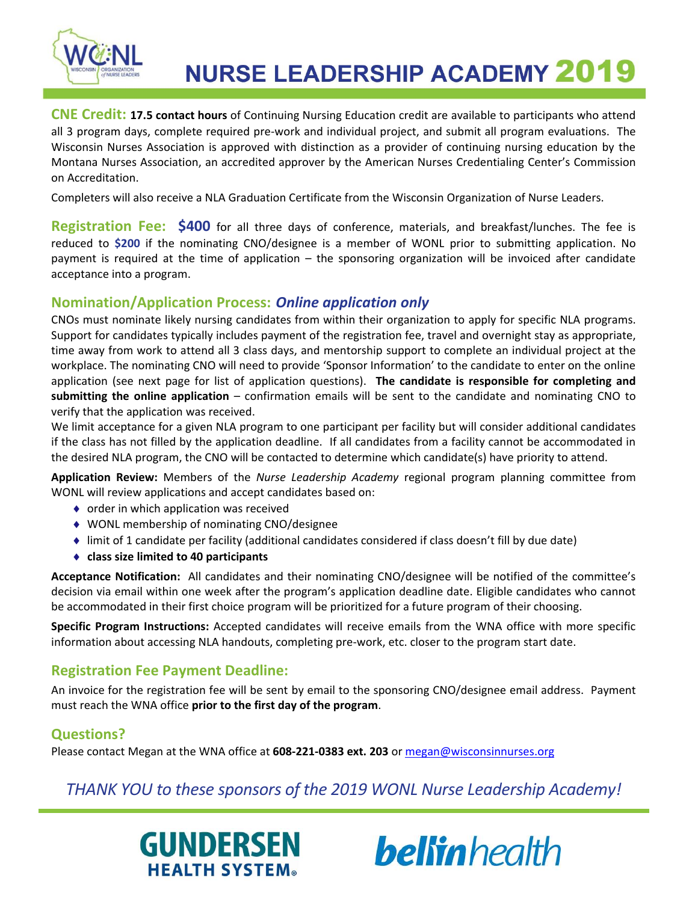# NURSE LEADERSHIP ACADEMY 2019

**CNE Credit:** **17.5 contact hours** of Continuing Nursing Education credit are available to participants who attend all 3 program days, complete required pre-work and individual project, and submit all program evaluations. The Wisconsin Nurses Association is approved with distinction as a provider of continuing nursing education by the Montana Nurses Association, an accredited approver by the American Nurses Credentialing Center's Commission on Accreditation.

Completers will also receive a NLA Graduation Certificate from the Wisconsin Organization of Nurse Leaders.

**Registration Fee:** **$400** for all three days of conference, materials, and breakfast/lunches. The fee is reduced to **$200** if the nominating CNO/designee is a member of WONL prior to submitting application. No payment is required at the time of application – the sponsoring organization will be invoiced after candidate acceptance into a program.

## Nomination/Application Process: *Online application only*

CNOs must nominate likely nursing candidates from within their organization to apply for specific NLA programs. Support for candidates typically includes payment of the registration fee, travel and overnight stay as appropriate, time away from work to attend all 3 class days, and mentorship support to complete an individual project at the workplace. The nominating CNO will need to provide 'Sponsor Information' to the candidate to enter on the online application (see next page for list of application questions). **The candidate is responsible for completing and submitting the online application** – confirmation emails will be sent to the candidate and nominating CNO to verify that the application was received.

We limit acceptance for a given NLA program to one participant per facility but will consider additional candidates if the class has not filled by the application deadline. If all candidates from a facility cannot be accommodated in the desired NLA program, the CNO will be contacted to determine which candidate(s) have priority to attend.

**Application Review:** Members of the *Nurse Leadership Academy* regional program planning committee from WONL will review applications and accept candidates based on:

- order in which application was received
- WONL membership of nominating CNO/designee
- limit of 1 candidate per facility (additional candidates considered if class doesn't fill by due date)
- **class size limited to 40 participants**

**Acceptance Notification:** All candidates and their nominating CNO/designee will be notified of the committee's decision via email within one week after the program's application deadline date. Eligible candidates who cannot be accommodated in their first choice program will be prioritized for a future program of their choosing.

**Specific Program Instructions:** Accepted candidates will receive emails from the WNA office with more specific information about accessing NLA handouts, completing pre-work, etc. closer to the program start date.

## Registration Fee Payment Deadline:

An invoice for the registration fee will be sent by email to the sponsoring CNO/designee email address. Payment must reach the WNA office **prior to the first day of the program**.

## Questions?

Please contact Megan at the WNA office at **608-221-0383 ext. 203** or megan@wisconsinnurses.org

*THANK YOU to these sponsors of the 2019 WONL Nurse Leadership Academy!*

GUNDERSEN HEALTH SYSTEM

bellin health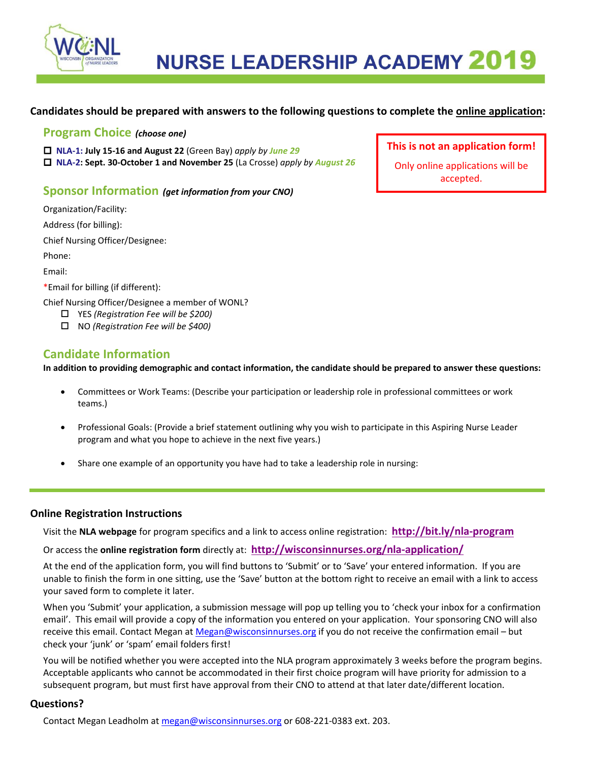# NURSE LEADERSHIP ACADEMY 2019

**Candidates should be prepared with answers to the following questions to complete the online application:**

**This is not an application form!**

Only online applications will be accepted.

## Program Choice *(choose one)*

- ☐ **NLA-1: July 15-16 and August 22** (Green Bay) *apply by June 29*
- ☐ **NLA-2: Sept. 30-October 1 and November 25** (La Crosse) *apply by August 26*

## Sponsor Information *(get information from your CNO)*

Organization/Facility:

Address (for billing):

Chief Nursing Officer/Designee:

Phone:

Email:

*Email for billing (if different):

Chief Nursing Officer/Designee a member of WONL?

- ☐ YES *(Registration Fee will be $200)*
- ☐ NO *(Registration Fee will be $400)*

## Candidate Information

**In addition to providing demographic and contact information, the candidate should be prepared to answer these questions:**

- Committees or Work Teams: (Describe your participation or leadership role in professional committees or work teams.)
- Professional Goals: (Provide a brief statement outlining why you wish to participate in this Aspiring Nurse Leader program and what you hope to achieve in the next five years.)
- Share one example of an opportunity you have had to take a leadership role in nursing:

### Online Registration Instructions

Visit the **NLA webpage** for program specifics and a link to access online registration: **http://bit.ly/nla-program**

Or access the **online registration form** directly at: **http://wisconsinnurses.org/nla-application/**

At the end of the application form, you will find buttons to 'Submit' or to 'Save' your entered information. If you are unable to finish the form in one sitting, use the 'Save' button at the bottom right to receive an email with a link to access your saved form to complete it later.

When you 'Submit' your application, a submission message will pop up telling you to 'check your inbox for a confirmation email'. This email will provide a copy of the information you entered on your application. Your sponsoring CNO will also receive this email. Contact Megan at Megan@wisconsinnurses.org if you do not receive the confirmation email – but check your 'junk' or 'spam' email folders first!

You will be notified whether you were accepted into the NLA program approximately 3 weeks before the program begins. Acceptable applicants who cannot be accommodated in their first choice program will have priority for admission to a subsequent program, but must first have approval from their CNO to attend at that later date/different location.

### Questions?

Contact Megan Leadholm at megan@wisconsinnurses.org or 608-221-0383 ext. 203.